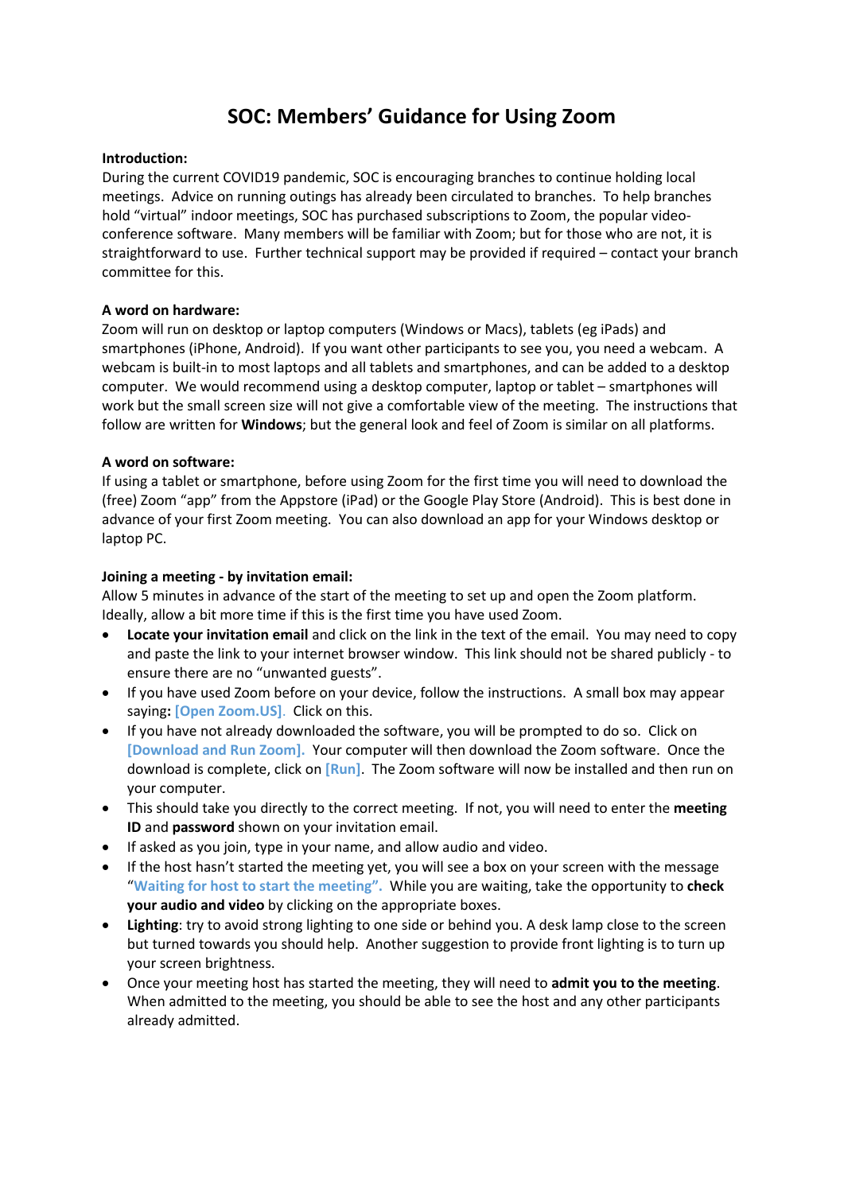# SOC: Members' Guidance for Using Zoom

**Introduction:**
During the current COVID19 pandemic, SOC is encouraging branches to continue holding local meetings. Advice on running outings has already been circulated to branches. To help branches hold "virtual" indoor meetings, SOC has purchased subscriptions to Zoom, the popular video-conference software. Many members will be familiar with Zoom; but for those who are not, it is straightforward to use. Further technical support may be provided if required – contact your branch committee for this.

**A word on hardware:**
Zoom will run on desktop or laptop computers (Windows or Macs), tablets (eg iPads) and smartphones (iPhone, Android). If you want other participants to see you, you need a webcam. A webcam is built-in to most laptops and all tablets and smartphones, and can be added to a desktop computer. We would recommend using a desktop computer, laptop or tablet – smartphones will work but the small screen size will not give a comfortable view of the meeting. The instructions that follow are written for **Windows**; but the general look and feel of Zoom is similar on all platforms.

**A word on software:**
If using a tablet or smartphone, before using Zoom for the first time you will need to download the (free) Zoom "app" from the Appstore (iPad) or the Google Play Store (Android). This is best done in advance of your first Zoom meeting. You can also download an app for your Windows desktop or laptop PC.

**Joining a meeting - by invitation email:**
Allow 5 minutes in advance of the start of the meeting to set up and open the Zoom platform. Ideally, allow a bit more time if this is the first time you have used Zoom.

- **Locate your invitation email** and click on the link in the text of the email. You may need to copy and paste the link to your internet browser window. This link should not be shared publicly - to ensure there are no "unwanted guests".
- If you have used Zoom before on your device, follow the instructions. A small box may appear saying**:** **[Open Zoom.US]**. Click on this.
- If you have not already downloaded the software, you will be prompted to do so. Click on **[Download and Run Zoom].** Your computer will then download the Zoom software. Once the download is complete, click on **[Run]**. The Zoom software will now be installed and then run on your computer.
- This should take you directly to the correct meeting. If not, you will need to enter the **meeting ID** and **password** shown on your invitation email.
- If asked as you join, type in your name, and allow audio and video.
- If the host hasn't started the meeting yet, you will see a box on your screen with the message "**Waiting for host to start the meeting".** While you are waiting, take the opportunity to **check your audio and video** by clicking on the appropriate boxes.
- **Lighting**: try to avoid strong lighting to one side or behind you. A desk lamp close to the screen but turned towards you should help. Another suggestion to provide front lighting is to turn up your screen brightness.
- Once your meeting host has started the meeting, they will need to **admit you to the meeting**. When admitted to the meeting, you should be able to see the host and any other participants already admitted.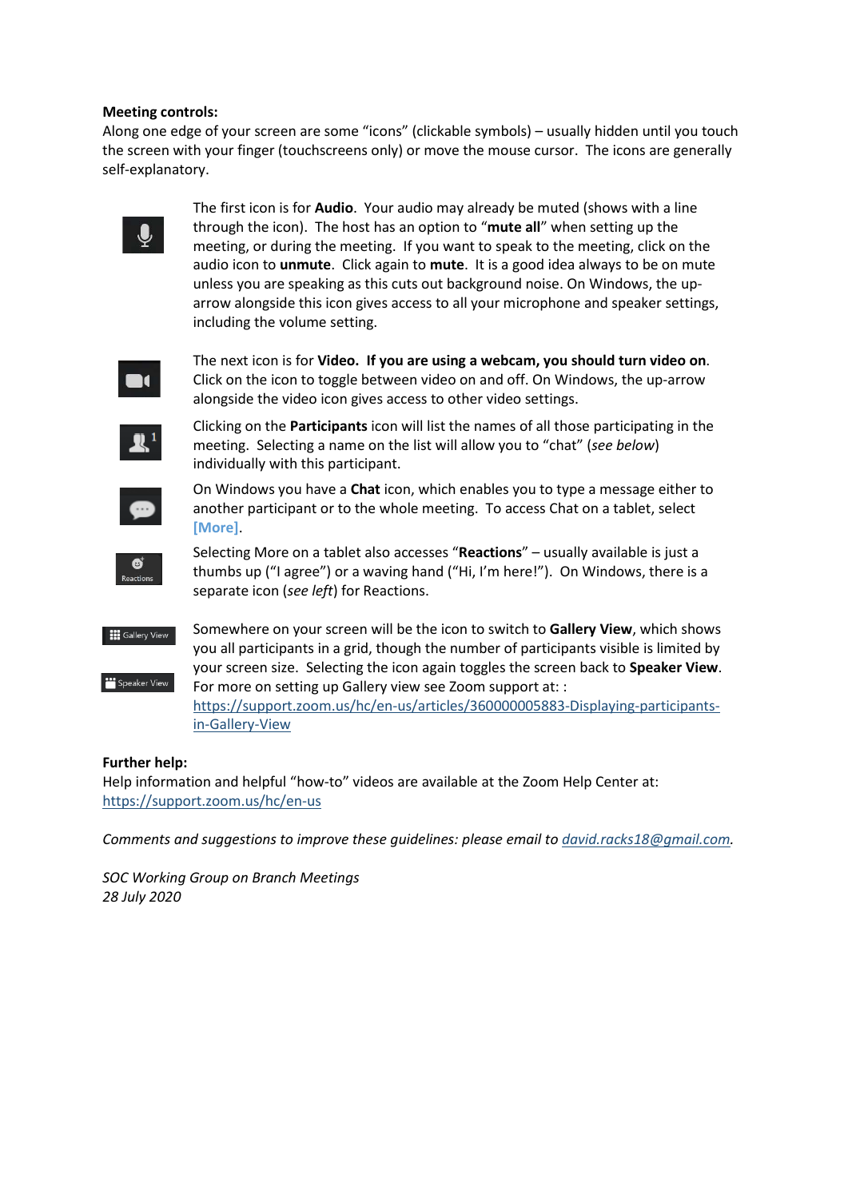**Meeting controls:**

Along one edge of your screen are some "icons" (clickable symbols) – usually hidden until you touch the screen with your finger (touchscreens only) or move the mouse cursor. The icons are generally self-explanatory.

The first icon is for **Audio**. Your audio may already be muted (shows with a line through the icon). The host has an option to "**mute all**" when setting up the meeting, or during the meeting. If you want to speak to the meeting, click on the audio icon to **unmute**. Click again to **mute**. It is a good idea always to be on mute unless you are speaking as this cuts out background noise. On Windows, the up-arrow alongside this icon gives access to all your microphone and speaker settings, including the volume setting.

The next icon is for **Video. If you are using a webcam, you should turn video on**. Click on the icon to toggle between video on and off. On Windows, the up-arrow alongside the video icon gives access to other video settings.

Clicking on the **Participants** icon will list the names of all those participating in the meeting. Selecting a name on the list will allow you to "chat" (*see below*) individually with this participant.

On Windows you have a **Chat** icon, which enables you to type a message either to another participant or to the whole meeting. To access Chat on a tablet, select **[More]**.

Reactions

Selecting More on a tablet also accesses "**Reactions**" – usually available is just a thumbs up ("I agree") or a waving hand ("Hi, I'm here!"). On Windows, there is a separate icon (*see left*) for Reactions.

Gallery View

Speaker View

Somewhere on your screen will be the icon to switch to **Gallery View**, which shows you all participants in a grid, though the number of participants visible is limited by your screen size. Selecting the icon again toggles the screen back to **Speaker View**. For more on setting up Gallery view see Zoom support at: : https://support.zoom.us/hc/en-us/articles/360000005883-Displaying-participants-in-Gallery-View

**Further help:**

Help information and helpful "how-to" videos are available at the Zoom Help Center at: https://support.zoom.us/hc/en-us

*Comments and suggestions to improve these guidelines: please email to david.racks18@gmail.com.*

*SOC Working Group on Branch Meetings*
*28 July 2020*